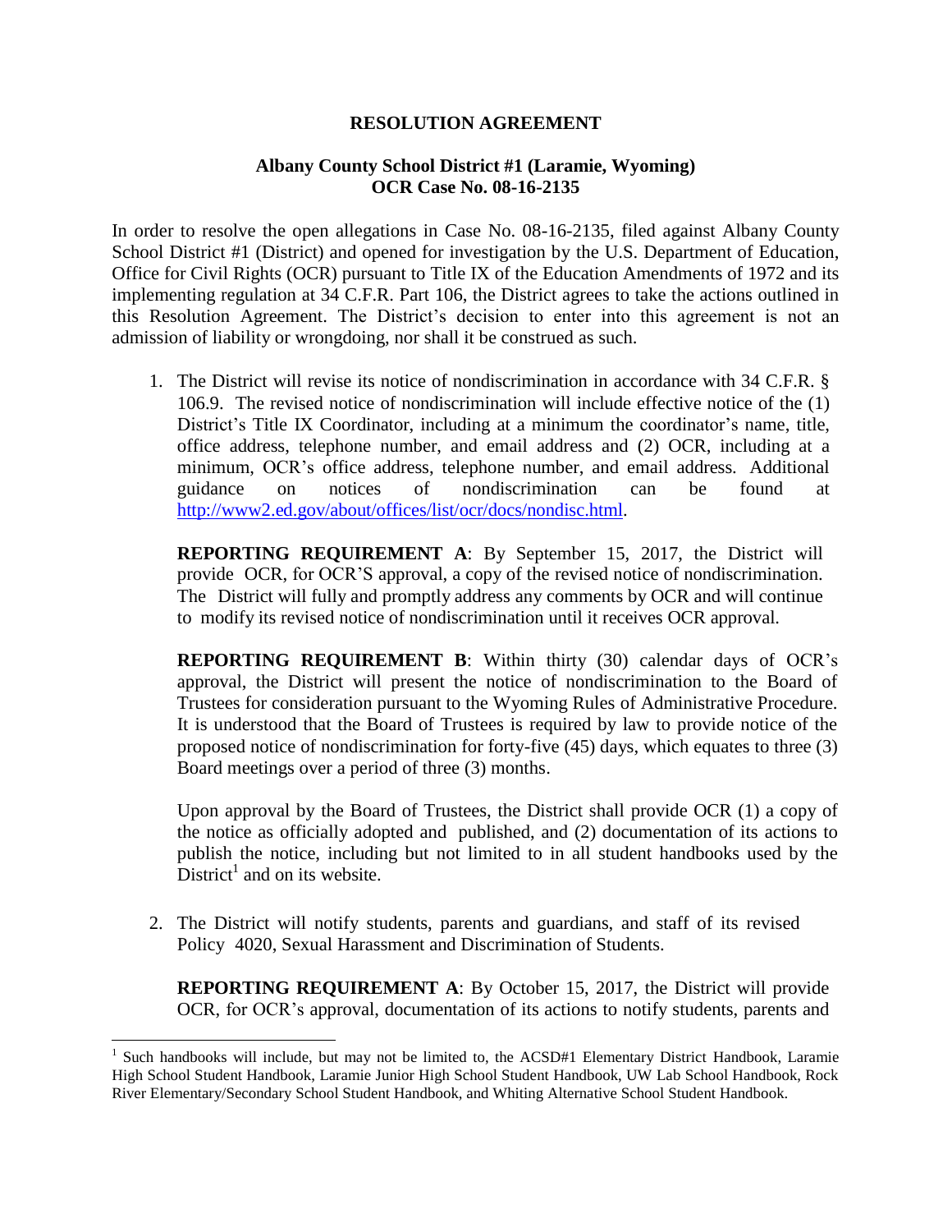# RESOLUTION AGREEMENT

## Albany County School District #1 (Laramie, Wyoming)
## OCR Case No. 08-16-2135

In order to resolve the open allegations in Case No. 08-16-2135, filed against Albany County School District #1 (District) and opened for investigation by the U.S. Department of Education, Office for Civil Rights (OCR) pursuant to Title IX of the Education Amendments of 1972 and its implementing regulation at 34 C.F.R. Part 106, the District agrees to take the actions outlined in this Resolution Agreement. The District's decision to enter into this agreement is not an admission of liability or wrongdoing, nor shall it be construed as such.

1. The District will revise its notice of nondiscrimination in accordance with 34 C.F.R. § 106.9. The revised notice of nondiscrimination will include effective notice of the (1) District's Title IX Coordinator, including at a minimum the coordinator's name, title, office address, telephone number, and email address and (2) OCR, including at a minimum, OCR's office address, telephone number, and email address. Additional guidance on notices of nondiscrimination can be found at http://www2.ed.gov/about/offices/list/ocr/docs/nondisc.html.

   **REPORTING REQUIREMENT A**: By September 15, 2017, the District will provide OCR, for OCR'S approval, a copy of the revised notice of nondiscrimination. The District will fully and promptly address any comments by OCR and will continue to modify its revised notice of nondiscrimination until it receives OCR approval.

   **REPORTING REQUIREMENT B**: Within thirty (30) calendar days of OCR's approval, the District will present the notice of nondiscrimination to the Board of Trustees for consideration pursuant to the Wyoming Rules of Administrative Procedure. It is understood that the Board of Trustees is required by law to provide notice of the proposed notice of nondiscrimination for forty-five (45) days, which equates to three (3) Board meetings over a period of three (3) months.

   Upon approval by the Board of Trustees, the District shall provide OCR (1) a copy of the notice as officially adopted and published, and (2) documentation of its actions to publish the notice, including but not limited to in all student handbooks used by the District[1] and on its website.

2. The District will notify students, parents and guardians, and staff of its revised Policy 4020, Sexual Harassment and Discrimination of Students.

   **REPORTING REQUIREMENT A**: By October 15, 2017, the District will provide OCR, for OCR's approval, documentation of its actions to notify students, parents and

[1] Such handbooks will include, but may not be limited to, the ACSD#1 Elementary District Handbook, Laramie High School Student Handbook, Laramie Junior High School Student Handbook, UW Lab School Handbook, Rock River Elementary/Secondary School Student Handbook, and Whiting Alternative School Student Handbook.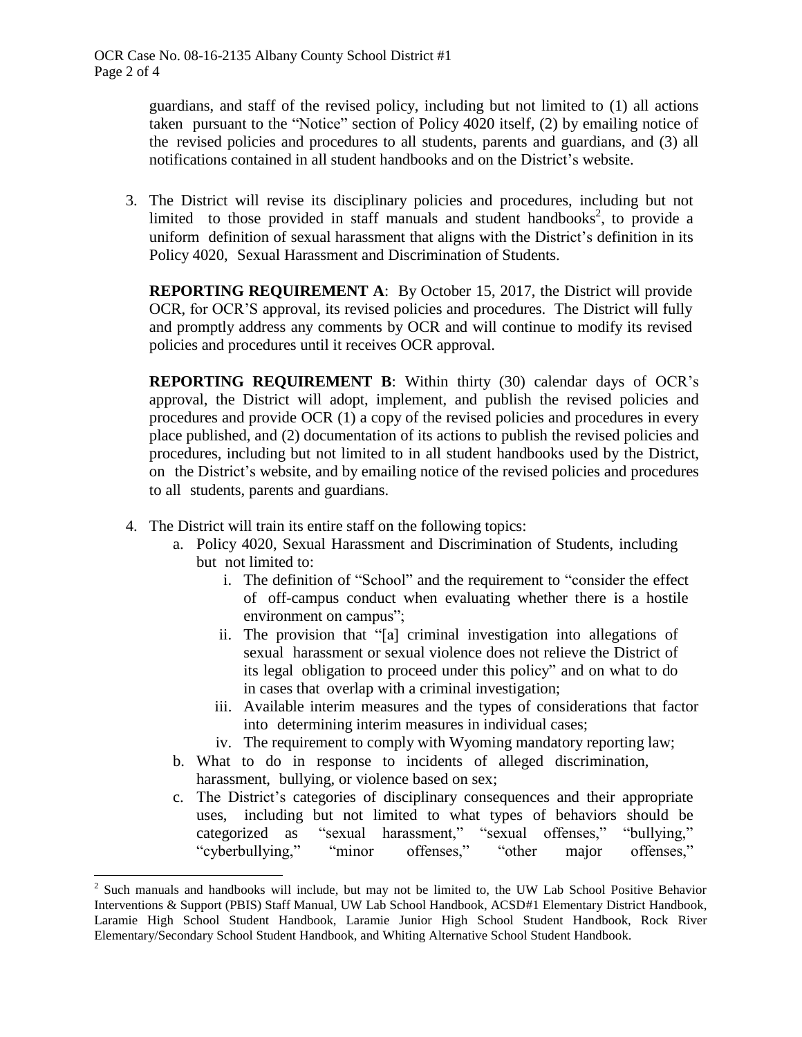guardians, and staff of the revised policy, including but not limited to (1) all actions taken pursuant to the "Notice" section of Policy 4020 itself, (2) by emailing notice of the revised policies and procedures to all students, parents and guardians, and (3) all notifications contained in all student handbooks and on the District's website.

3. The District will revise its disciplinary policies and procedures, including but not limited to those provided in staff manuals and student handbooks[2], to provide a uniform definition of sexual harassment that aligns with the District's definition in its Policy 4020, Sexual Harassment and Discrimination of Students.

   **REPORTING REQUIREMENT A**: By October 15, 2017, the District will provide OCR, for OCR'S approval, its revised policies and procedures. The District will fully and promptly address any comments by OCR and will continue to modify its revised policies and procedures until it receives OCR approval.

   **REPORTING REQUIREMENT B**: Within thirty (30) calendar days of OCR's approval, the District will adopt, implement, and publish the revised policies and procedures and provide OCR (1) a copy of the revised policies and procedures in every place published, and (2) documentation of its actions to publish the revised policies and procedures, including but not limited to in all student handbooks used by the District, on the District's website, and by emailing notice of the revised policies and procedures to all students, parents and guardians.

4. The District will train its entire staff on the following topics:
   a. Policy 4020, Sexual Harassment and Discrimination of Students, including but not limited to:
      i. The definition of "School" and the requirement to "consider the effect of off-campus conduct when evaluating whether there is a hostile environment on campus";
      ii. The provision that "[a] criminal investigation into allegations of sexual harassment or sexual violence does not relieve the District of its legal obligation to proceed under this policy" and on what to do in cases that overlap with a criminal investigation;
      iii. Available interim measures and the types of considerations that factor into determining interim measures in individual cases;
      iv. The requirement to comply with Wyoming mandatory reporting law;
   b. What to do in response to incidents of alleged discrimination, harassment, bullying, or violence based on sex;
   c. The District's categories of disciplinary consequences and their appropriate uses, including but not limited to what types of behaviors should be categorized as "sexual harassment," "sexual offenses," "bullying," "cyberbullying," "minor offenses," "other major offenses,"

[2] Such manuals and handbooks will include, but may not be limited to, the UW Lab School Positive Behavior Interventions & Support (PBIS) Staff Manual, UW Lab School Handbook, ACSD#1 Elementary District Handbook, Laramie High School Student Handbook, Laramie Junior High School Student Handbook, Rock River Elementary/Secondary School Student Handbook, and Whiting Alternative School Student Handbook.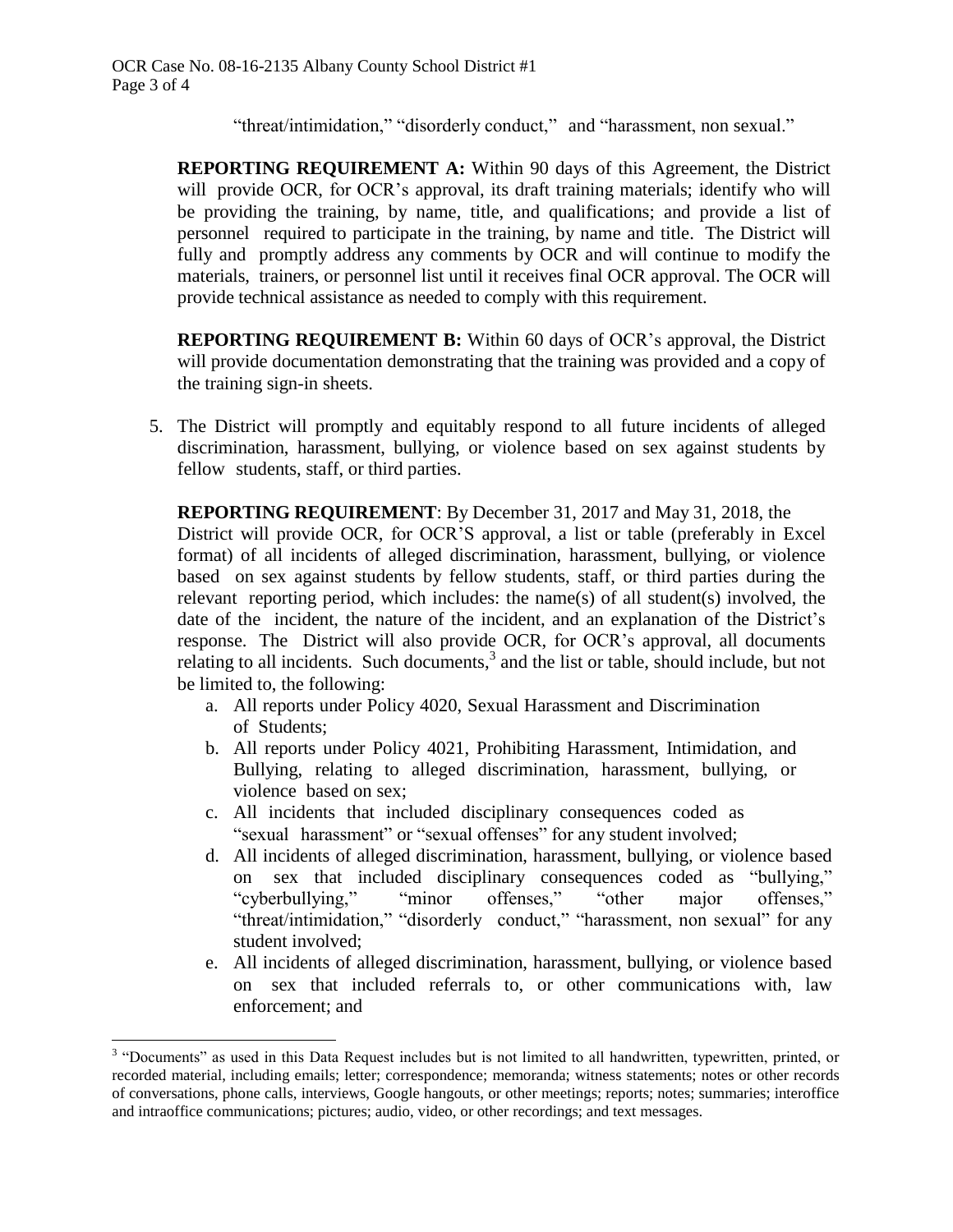"threat/intimidation," "disorderly conduct," and "harassment, non sexual."

**REPORTING REQUIREMENT A:** Within 90 days of this Agreement, the District will provide OCR, for OCR's approval, its draft training materials; identify who will be providing the training, by name, title, and qualifications; and provide a list of personnel required to participate in the training, by name and title. The District will fully and promptly address any comments by OCR and will continue to modify the materials, trainers, or personnel list until it receives final OCR approval. The OCR will provide technical assistance as needed to comply with this requirement.

**REPORTING REQUIREMENT B:** Within 60 days of OCR's approval, the District will provide documentation demonstrating that the training was provided and a copy of the training sign-in sheets.

5. The District will promptly and equitably respond to all future incidents of alleged discrimination, harassment, bullying, or violence based on sex against students by fellow students, staff, or third parties.

**REPORTING REQUIREMENT**: By December 31, 2017 and May 31, 2018, the District will provide OCR, for OCR'S approval, a list or table (preferably in Excel format) of all incidents of alleged discrimination, harassment, bullying, or violence based on sex against students by fellow students, staff, or third parties during the relevant reporting period, which includes: the name(s) of all student(s) involved, the date of the incident, the nature of the incident, and an explanation of the District's response. The District will also provide OCR, for OCR's approval, all documents relating to all incidents. Such documents,[3] and the list or table, should include, but not be limited to, the following:

a. All reports under Policy 4020, Sexual Harassment and Discrimination of Students;
b. All reports under Policy 4021, Prohibiting Harassment, Intimidation, and Bullying, relating to alleged discrimination, harassment, bullying, or violence based on sex;
c. All incidents that included disciplinary consequences coded as "sexual harassment" or "sexual offenses" for any student involved;
d. All incidents of alleged discrimination, harassment, bullying, or violence based on sex that included disciplinary consequences coded as "bullying," "cyberbullying," "minor offenses," "other major offenses," "threat/intimidation," "disorderly conduct," "harassment, non sexual" for any student involved;
e. All incidents of alleged discrimination, harassment, bullying, or violence based on sex that included referrals to, or other communications with, law enforcement; and

[3] "Documents" as used in this Data Request includes but is not limited to all handwritten, typewritten, printed, or recorded material, including emails; letter; correspondence; memoranda; witness statements; notes or other records of conversations, phone calls, interviews, Google hangouts, or other meetings; reports; notes; summaries; interoffice and intraoffice communications; pictures; audio, video, or other recordings; and text messages.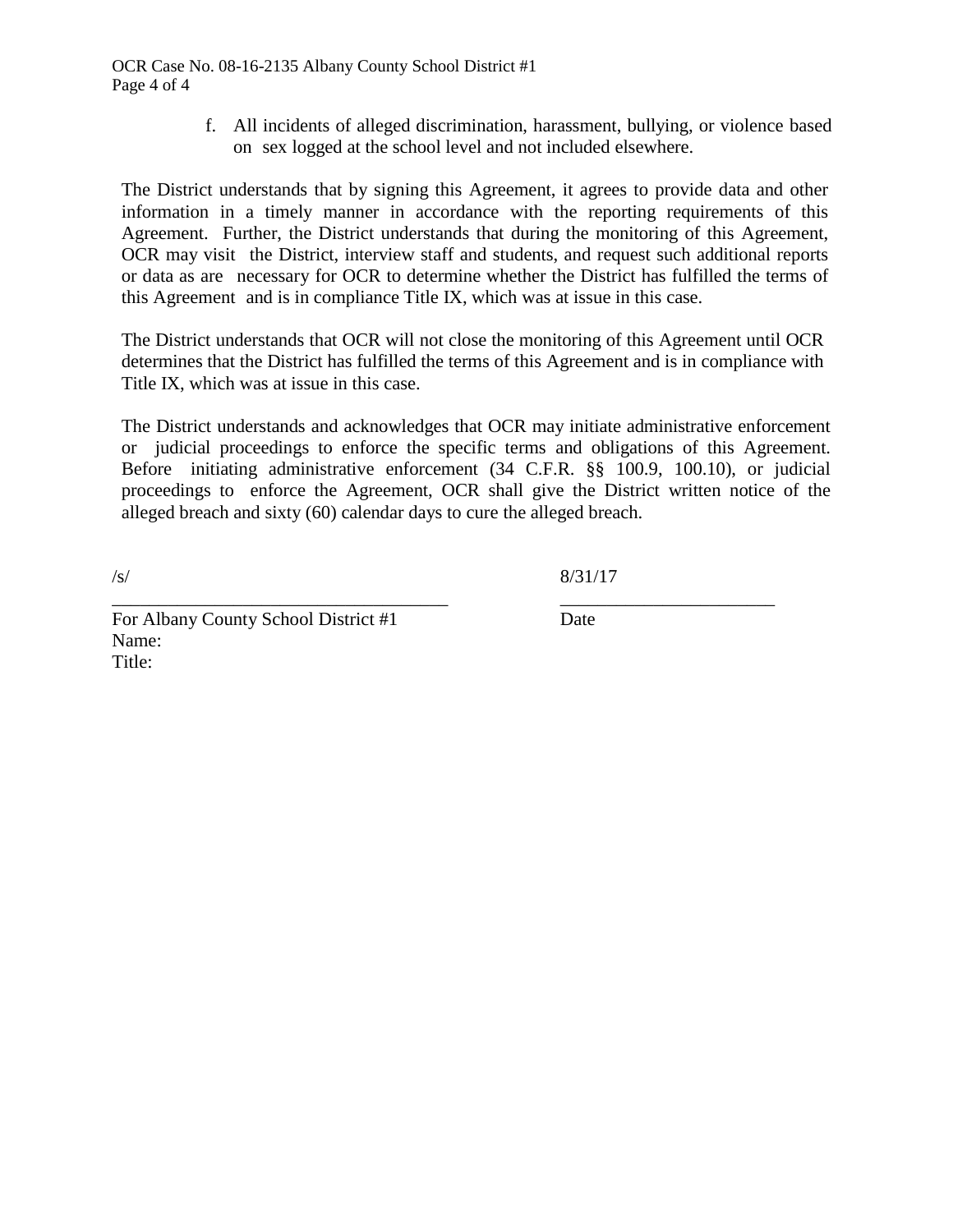f. All incidents of alleged discrimination, harassment, bullying, or violence based on sex logged at the school level and not included elsewhere.

The District understands that by signing this Agreement, it agrees to provide data and other information in a timely manner in accordance with the reporting requirements of this Agreement. Further, the District understands that during the monitoring of this Agreement, OCR may visit the District, interview staff and students, and request such additional reports or data as are necessary for OCR to determine whether the District has fulfilled the terms of this Agreement and is in compliance Title IX, which was at issue in this case.

The District understands that OCR will not close the monitoring of this Agreement until OCR determines that the District has fulfilled the terms of this Agreement and is in compliance with Title IX, which was at issue in this case.

The District understands and acknowledges that OCR may initiate administrative enforcement or judicial proceedings to enforce the specific terms and obligations of this Agreement. Before initiating administrative enforcement (34 C.F.R. §§ 100.9, 100.10), or judicial proceedings to enforce the Agreement, OCR shall give the District written notice of the alleged breach and sixty (60) calendar days to cure the alleged breach.

/s/ 8/31/17

____________________________________ ______________________

For Albany County School District #1 Date

Name:

Title: